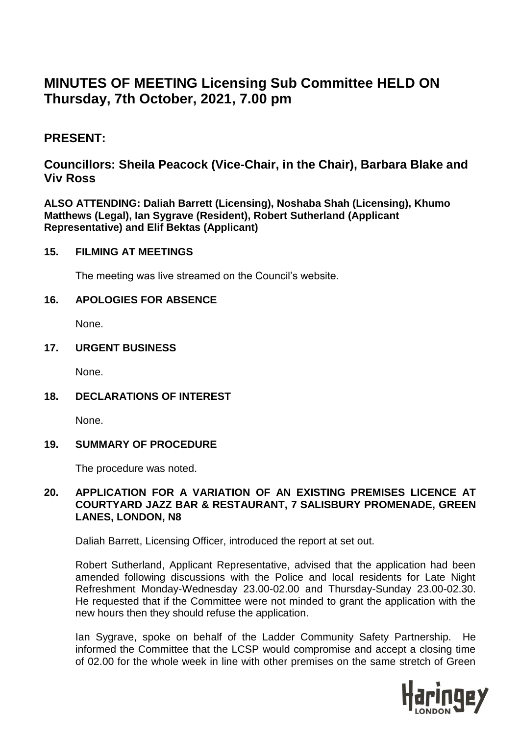# MINUTES OF MEETING Licensing Sub Committee HELD ON Thursday, 7th October, 2021, 7.00 pm

## PRESENT:

### Councillors: Sheila Peacock (Vice-Chair, in the Chair), Barbara Blake and Viv Ross

**ALSO ATTENDING: Daliah Barrett (Licensing), Noshaba Shah (Licensing), Khumo Matthews (Legal), Ian Sygrave (Resident), Robert Sutherland (Applicant Representative) and Elif Bektas (Applicant)**

**15. FILMING AT MEETINGS**

The meeting was live streamed on the Council's website.

**16. APOLOGIES FOR ABSENCE**

None.

**17. URGENT BUSINESS**

None.

**18. DECLARATIONS OF INTEREST**

None.

**19. SUMMARY OF PROCEDURE**

The procedure was noted.

**20. APPLICATION FOR A VARIATION OF AN EXISTING PREMISES LICENCE AT COURTYARD JAZZ BAR & RESTAURANT, 7 SALISBURY PROMENADE, GREEN LANES, LONDON, N8**

Daliah Barrett, Licensing Officer, introduced the report at set out.

Robert Sutherland, Applicant Representative, advised that the application had been amended following discussions with the Police and local residents for Late Night Refreshment Monday-Wednesday 23.00-02.00 and Thursday-Sunday 23.00-02.30. He requested that if the Committee were not minded to grant the application with the new hours then they should refuse the application.

Ian Sygrave, spoke on behalf of the Ladder Community Safety Partnership. He informed the Committee that the LCSP would compromise and accept a closing time of 02.00 for the whole week in line with other premises on the same stretch of Green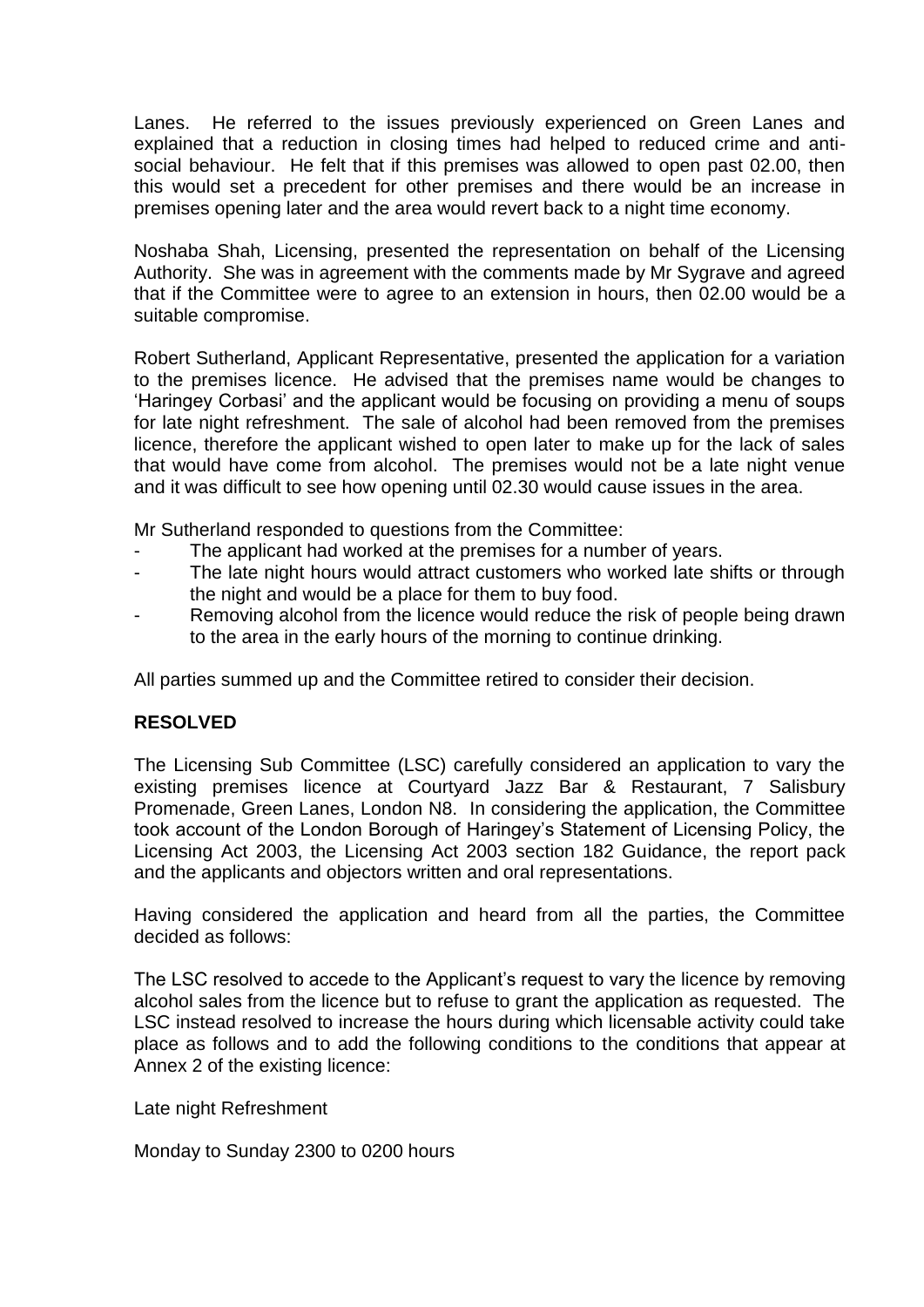Lanes. He referred to the issues previously experienced on Green Lanes and explained that a reduction in closing times had helped to reduced crime and anti-social behaviour. He felt that if this premises was allowed to open past 02.00, then this would set a precedent for other premises and there would be an increase in premises opening later and the area would revert back to a night time economy.

Noshaba Shah, Licensing, presented the representation on behalf of the Licensing Authority. She was in agreement with the comments made by Mr Sygrave and agreed that if the Committee were to agree to an extension in hours, then 02.00 would be a suitable compromise.

Robert Sutherland, Applicant Representative, presented the application for a variation to the premises licence. He advised that the premises name would be changes to 'Haringey Corbasi' and the applicant would be focusing on providing a menu of soups for late night refreshment. The sale of alcohol had been removed from the premises licence, therefore the applicant wished to open later to make up for the lack of sales that would have come from alcohol. The premises would not be a late night venue and it was difficult to see how opening until 02.30 would cause issues in the area.

Mr Sutherland responded to questions from the Committee:

- The applicant had worked at the premises for a number of years.
- The late night hours would attract customers who worked late shifts or through the night and would be a place for them to buy food.
- Removing alcohol from the licence would reduce the risk of people being drawn to the area in the early hours of the morning to continue drinking.

All parties summed up and the Committee retired to consider their decision.

**RESOLVED**

The Licensing Sub Committee (LSC) carefully considered an application to vary the existing premises licence at Courtyard Jazz Bar & Restaurant, 7 Salisbury Promenade, Green Lanes, London N8. In considering the application, the Committee took account of the London Borough of Haringey's Statement of Licensing Policy, the Licensing Act 2003, the Licensing Act 2003 section 182 Guidance, the report pack and the applicants and objectors written and oral representations.

Having considered the application and heard from all the parties, the Committee decided as follows:

The LSC resolved to accede to the Applicant's request to vary the licence by removing alcohol sales from the licence but to refuse to grant the application as requested. The LSC instead resolved to increase the hours during which licensable activity could take place as follows and to add the following conditions to the conditions that appear at Annex 2 of the existing licence:

Late night Refreshment

Monday to Sunday 2300 to 0200 hours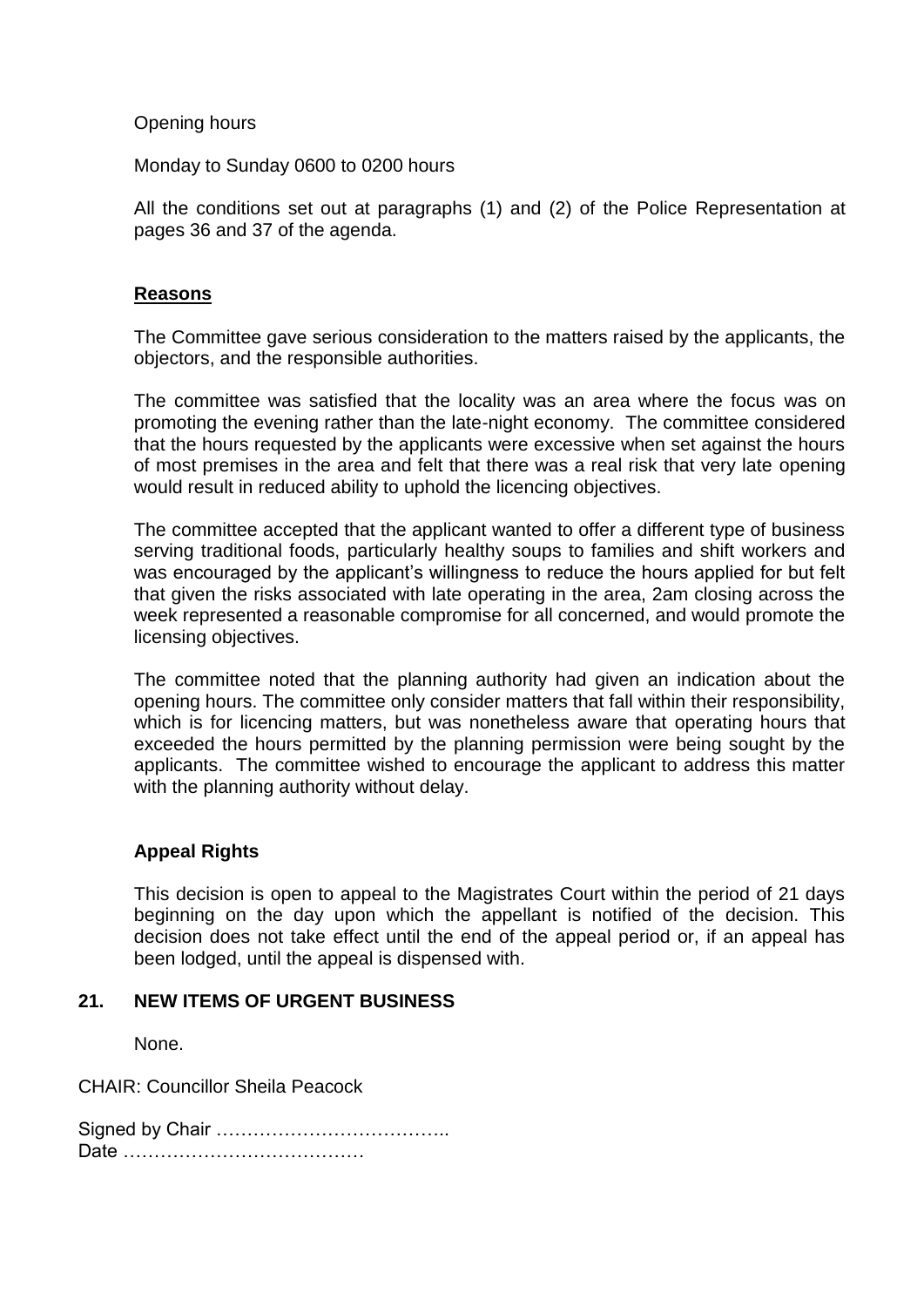Opening hours

Monday to Sunday 0600 to 0200 hours

All the conditions set out at paragraphs (1) and (2) of the Police Representation at pages 36 and 37 of the agenda.

**Reasons**

The Committee gave serious consideration to the matters raised by the applicants, the objectors, and the responsible authorities.

The committee was satisfied that the locality was an area where the focus was on promoting the evening rather than the late-night economy. The committee considered that the hours requested by the applicants were excessive when set against the hours of most premises in the area and felt that there was a real risk that very late opening would result in reduced ability to uphold the licencing objectives.

The committee accepted that the applicant wanted to offer a different type of business serving traditional foods, particularly healthy soups to families and shift workers and was encouraged by the applicant's willingness to reduce the hours applied for but felt that given the risks associated with late operating in the area, 2am closing across the week represented a reasonable compromise for all concerned, and would promote the licensing objectives.

The committee noted that the planning authority had given an indication about the opening hours. The committee only consider matters that fall within their responsibility, which is for licencing matters, but was nonetheless aware that operating hours that exceeded the hours permitted by the planning permission were being sought by the applicants. The committee wished to encourage the applicant to address this matter with the planning authority without delay.

**Appeal Rights**

This decision is open to appeal to the Magistrates Court within the period of 21 days beginning on the day upon which the appellant is notified of the decision. This decision does not take effect until the end of the appeal period or, if an appeal has been lodged, until the appeal is dispensed with.

## 21. NEW ITEMS OF URGENT BUSINESS

None.

CHAIR: Councillor Sheila Peacock

Signed by Chair ………………………………..
Date …………………………………